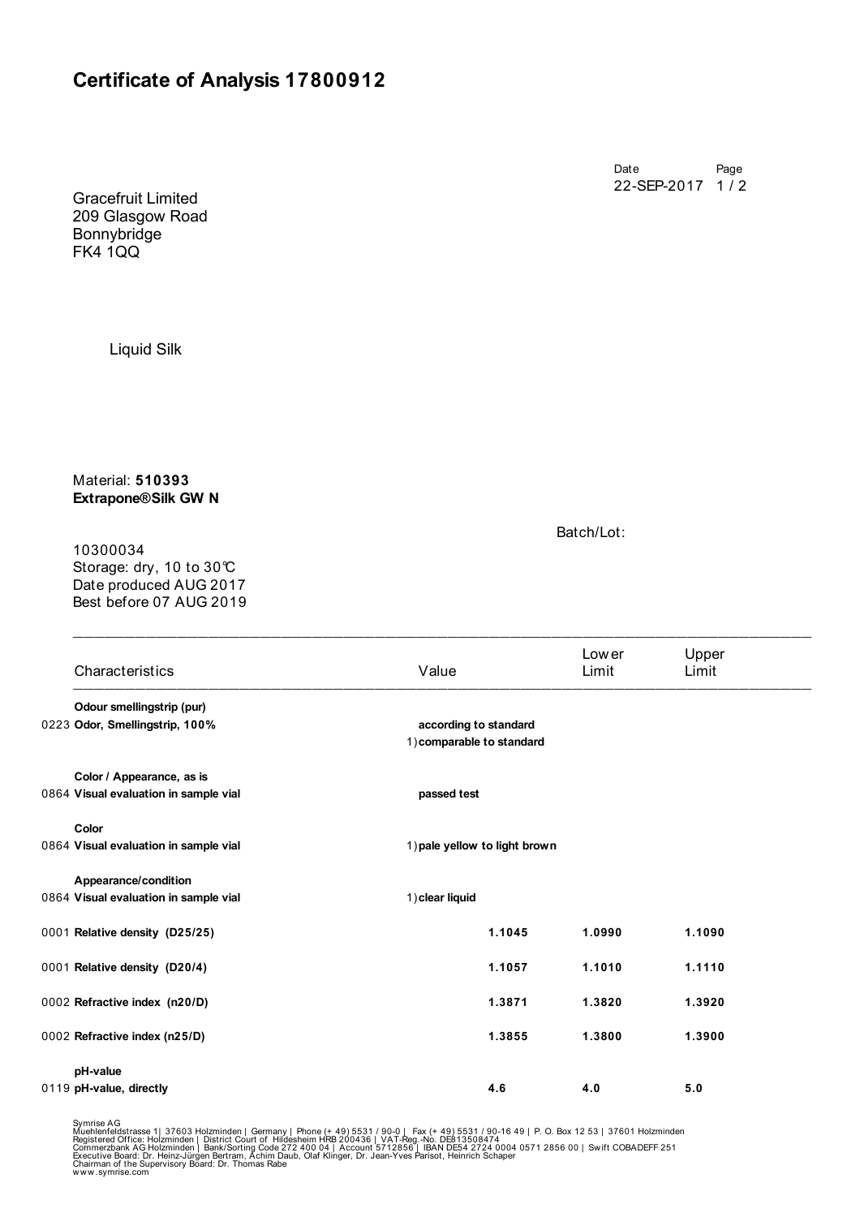# Certificate of Analysis 17800912

Date: 22-SEP-2017

Gracefruit Limited
209 Glasgow Road
Bonnybridge
FK4 1QQ

Liquid Silk

Material: **510393**
**Extrapone®Silk GW N**

Batch/Lot:

10300034
Storage: dry, 10 to 30℃
Date produced AUG 2017
Best before 07 AUG 2019

| | Characteristics | Value | Lower Limit | Upper Limit |
|---|---|---|---|---|
| | **Odour smellingstrip (pur)** | | | |
| 0223 | **Odor, Smellingstrip, 100%** | **according to standard** | | |
| | | 1) **comparable to standard** | | |
| | **Color / Appearance, as is** | | | |
| 0864 | **Visual evaluation in sample vial** | **passed test** | | |
| | **Color** | | | |
| 0864 | **Visual evaluation in sample vial** | 1) **pale yellow to light brown** | | |
| | **Appearance/condition** | | | |
| 0864 | **Visual evaluation in sample vial** | 1) **clear liquid** | | |
| 0001 | **Relative density (D25/25)** | **1.1045** | **1.0990** | **1.1090** |
| 0001 | **Relative density (D20/4)** | **1.1057** | **1.1010** | **1.1110** |
| 0002 | **Refractive index (n20/D)** | **1.3871** | **1.3820** | **1.3920** |
| 0002 | **Refractive index (n25/D)** | **1.3855** | **1.3800** | **1.3900** |
| | **pH-value** | | | |
| 0119 | **pH-value, directly** | **4.6** | **4.0** | **5.0** |

Symrise AG
Muehlenfeldstrasse 1| 37603 Holzminden | Germany | Phone (+ 49) 5531 / 90-0 | Fax (+ 49) 5531 / 90-16 49 | P. O. Box 12 53 | 37601 Holzminden
Registered Office: Holzminden | District Court of Hildesheim HRB 200436 | VAT-Reg.-No. DE813508474
Commerzbank AG Holzminden | Bank/Sorting Code 272 400 04 | Account 5712856 | IBAN DE54 2724 0004 0571 2856 00 | Swift COBADEFF 251
Executive Board: Dr. Heinz-Jürgen Bertram, Achim Daub, Olaf Klinger, Dr. Jean-Yves Parisot, Heinrich Schaper
Chairman of the Supervisory Board: Dr. Thomas Rabe
www.symrise.com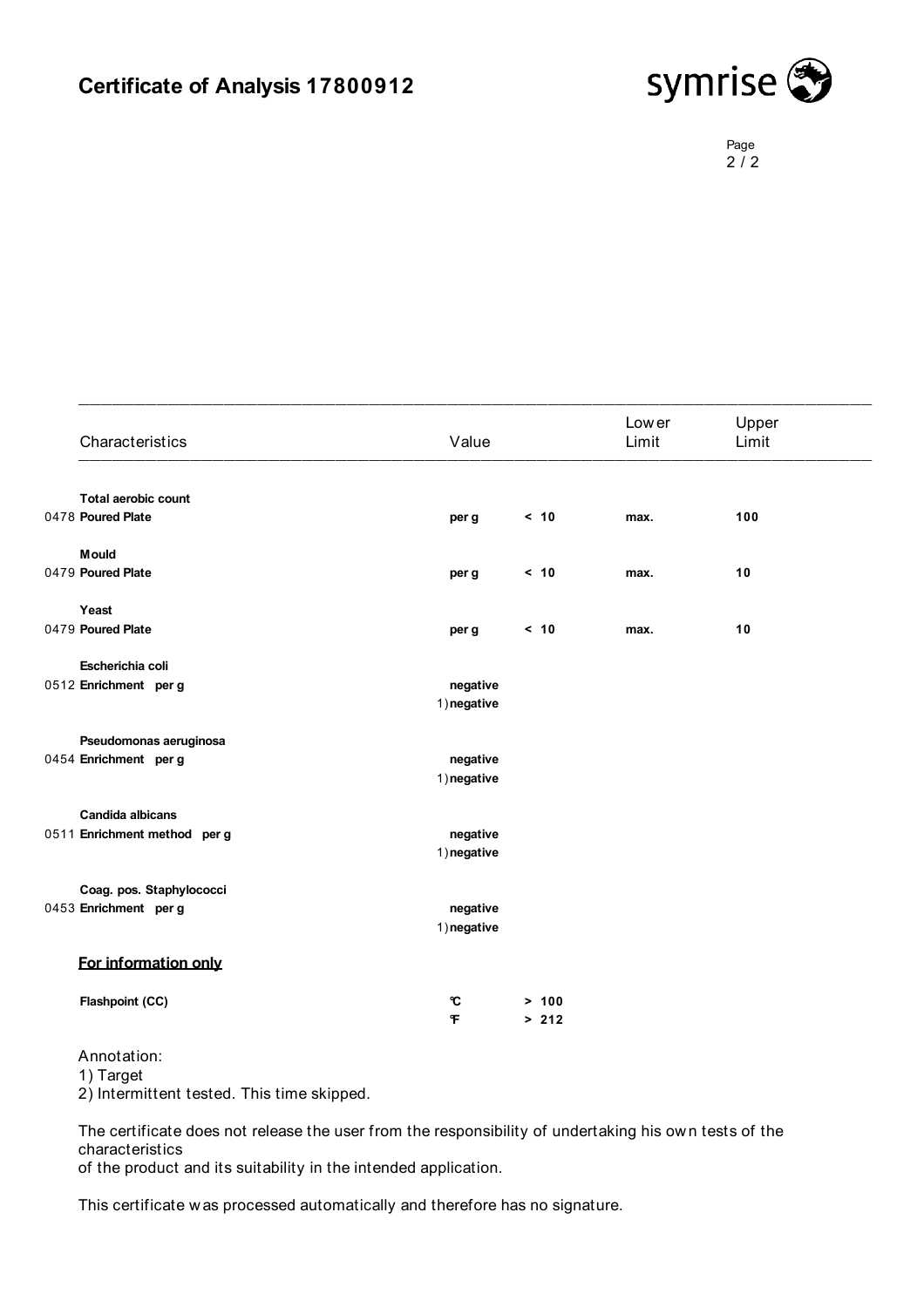# Certificate of Analysis 17800912

| Characteristics | Value | | Lower Limit | Upper Limit |
|---|---|---|---|---|
| **Total aerobic count** | | | | |
| 0478 **Poured Plate** | **per g** | **< 10** | **max.** | **100** |
| **Mould** | | | | |
| 0479 **Poured Plate** | **per g** | **< 10** | **max.** | **10** |
| **Yeast** | | | | |
| 0479 **Poured Plate** | **per g** | **< 10** | **max.** | **10** |
| **Escherichia coli** | | | | |
| 0512 **Enrichment per g** | **negative** | | | |
| | 1) **negative** | | | |
| **Pseudomonas aeruginosa** | | | | |
| 0454 **Enrichment per g** | **negative** | | | |
| | 1) **negative** | | | |
| **Candida albicans** | | | | |
| 0511 **Enrichment method per g** | **negative** | | | |
| | 1) **negative** | | | |
| **Coag. pos. Staphylococci** | | | | |
| 0453 **Enrichment per g** | **negative** | | | |
| | 1) **negative** | | | |

**For information only**

| | | | | |
|---|---|---|---|---|
| **Flashpoint (CC)** | **°C** | **> 100** | | |
| | **°F** | **> 212** | | |

Annotation:
1) Target
2) Intermittent tested. This time skipped.

The certificate does not release the user from the responsibility of undertaking his own tests of the characteristics
of the product and its suitability in the intended application.

This certificate was processed automatically and therefore has no signature.